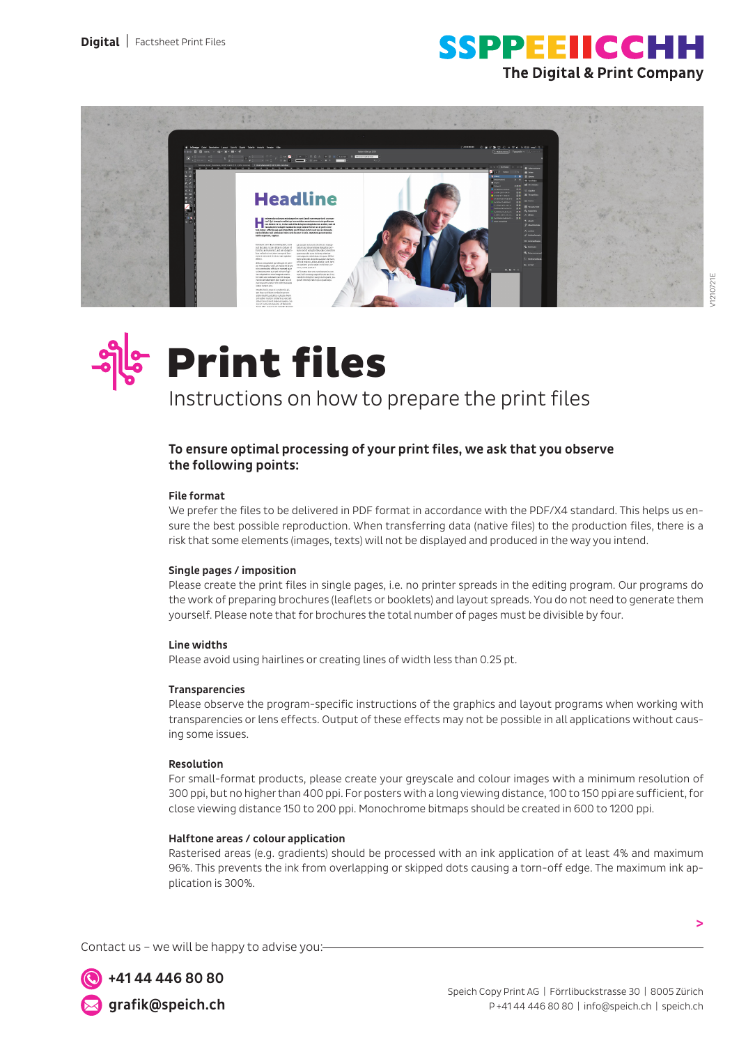**Digital** | Factsheet Print Files

SSPPEEIICCHH
The Digital & Print Company

# Print files

Instructions on how to prepare the print files

### To ensure optimal processing of your print files, we ask that you observe the following points:

**File format**
We prefer the files to be delivered in PDF format in accordance with the PDF/X4 standard. This helps us ensure the best possible reproduction. When transferring data (native files) to the production files, there is a risk that some elements (images, texts) will not be displayed and produced in the way you intend.

**Single pages / imposition**
Please create the print files in single pages, i.e. no printer spreads in the editing program. Our programs do the work of preparing brochures (leaflets or booklets) and layout spreads. You do not need to generate them yourself. Please note that for brochures the total number of pages must be divisible by four.

**Line widths**
Please avoid using hairlines or creating lines of width less than 0.25 pt.

**Transparencies**
Please observe the program-specific instructions of the graphics and layout programs when working with transparencies or lens effects. Output of these effects may not be possible in all applications without causing some issues.

**Resolution**
For small-format products, please create your greyscale and colour images with a minimum resolution of 300 ppi, but no higher than 400 ppi. For posters with a long viewing distance, 100 to 150 ppi are sufficient, for close viewing distance 150 to 200 ppi. Monochrome bitmaps should be created in 600 to 1200 ppi.

**Halftone areas / colour application**
Rasterised areas (e.g. gradients) should be processed with an ink application of at least 4% and maximum 96%. This prevents the ink from overlapping or skipped dots causing a torn-off edge. The maximum ink application is 300%.

>

Contact us – we will be happy to advise you:

**+41 44 446 80 80**
**grafik@speich.ch**

Speich Copy Print AG | Förrlibuckstrasse 30 | 8005 Zürich
P +41 44 446 80 80 | info@speich.ch | speich.ch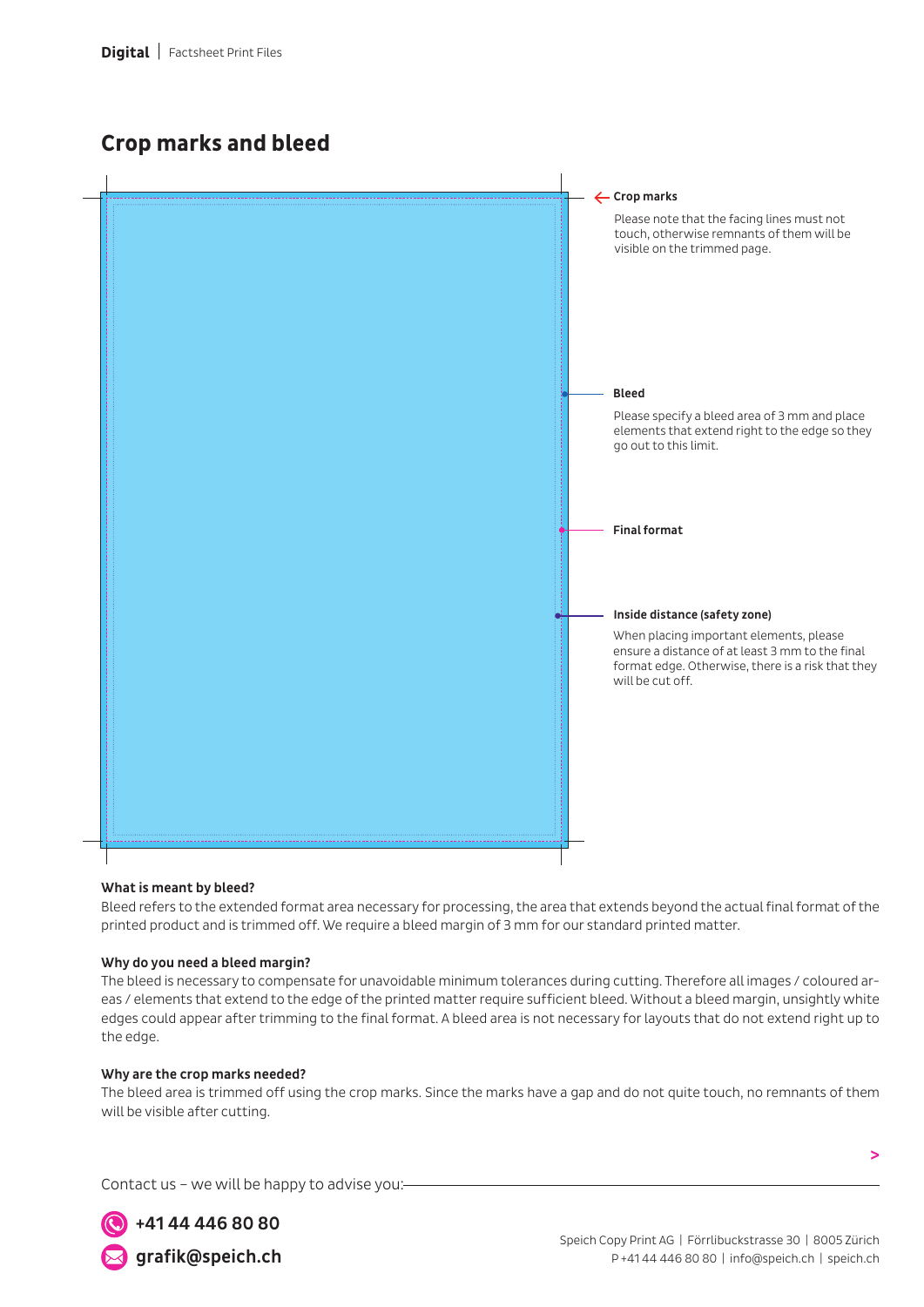## Crop marks and bleed

**Crop marks**

Please note that the facing lines must not touch, otherwise remnants of them will be visible on the trimmed page.

**Bleed**

Please specify a bleed area of 3 mm and place elements that extend right to the edge so they go out to this limit.

**Final format**

**Inside distance (safety zone)**

When placing important elements, please ensure a distance of at least 3 mm to the final format edge. Otherwise, there is a risk that they will be cut off.

**What is meant by bleed?**

Bleed refers to the extended format area necessary for processing, the area that extends beyond the actual final format of the printed product and is trimmed off. We require a bleed margin of 3 mm for our standard printed matter.

**Why do you need a bleed margin?**

The bleed is necessary to compensate for unavoidable minimum tolerances during cutting. Therefore all images / coloured areas / elements that extend to the edge of the printed matter require sufficient bleed. Without a bleed margin, unsightly white edges could appear after trimming to the final format. A bleed area is not necessary for layouts that do not extend right up to the edge.

**Why are the crop marks needed?**

The bleed area is trimmed off using the crop marks. Since the marks have a gap and do not quite touch, no remnants of them will be visible after cutting.

Contact us – we will be happy to advise you:

**+41 44 446 80 80**

**grafik@speich.ch**

Speich Copy Print AG | Förrlibuckstrasse 30 | 8005 Zürich
P +41 44 446 80 80 | info@speich.ch | speich.ch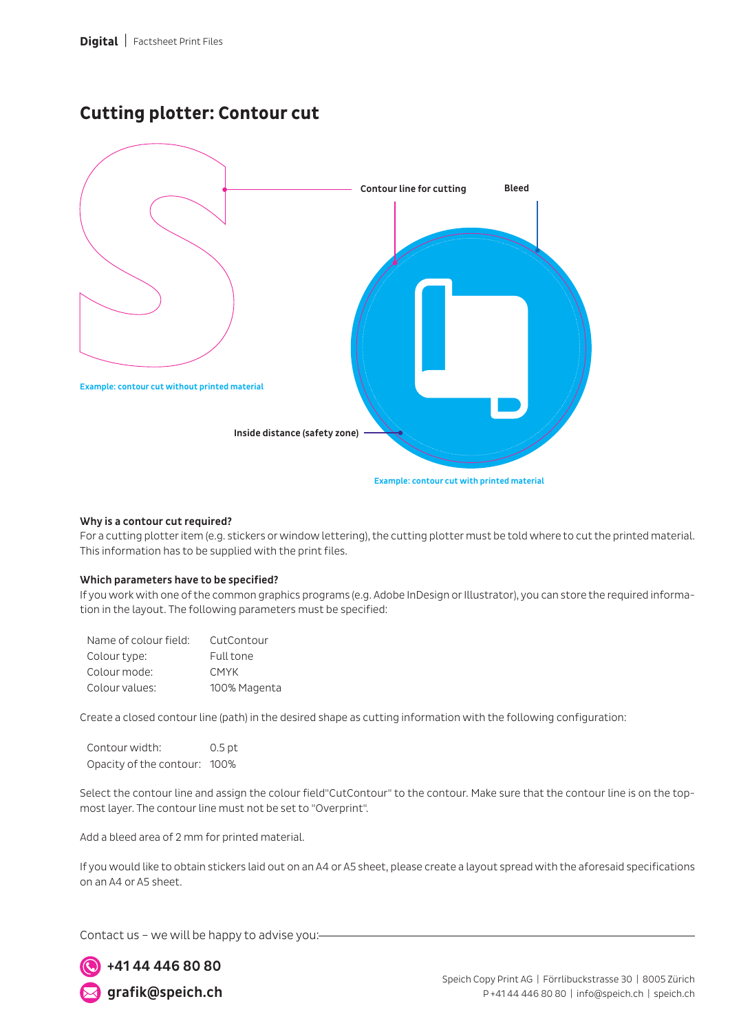## Cutting plotter: Contour cut

Contour line for cutting

Bleed

Example: contour cut without printed material

Inside distance (safety zone)

Example: contour cut with printed material

**Why is a contour cut required?**

For a cutting plotter item (e.g. stickers or window lettering), the cutting plotter must be told where to cut the printed material. This information has to be supplied with the print files.

**Which parameters have to be specified?**

If you work with one of the common graphics programs (e.g. Adobe InDesign or Illustrator), you can store the required information in the layout. The following parameters must be specified:

| | |
|---|---|
| Name of colour field: | CutContour |
| Colour type: | Full tone |
| Colour mode: | CMYK |
| Colour values: | 100% Magenta |

Create a closed contour line (path) in the desired shape as cutting information with the following configuration:

| | |
|---|---|
| Contour width: | 0.5 pt |
| Opacity of the contour: | 100% |

Select the contour line and assign the colour field "CutContour" to the contour. Make sure that the contour line is on the topmost layer. The contour line must not be set to "Overprint".

Add a bleed area of 2 mm for printed material.

If you would like to obtain stickers laid out on an A4 or A5 sheet, please create a layout spread with the aforesaid specifications on an A4 or A5 sheet.

Contact us – we will be happy to advise you:

**+41 44 446 80 80**

**grafik@speich.ch**

Speich Copy Print AG | Förrlibuckstrasse 30 | 8005 Zürich
P +41 44 446 80 80 | info@speich.ch | speich.ch